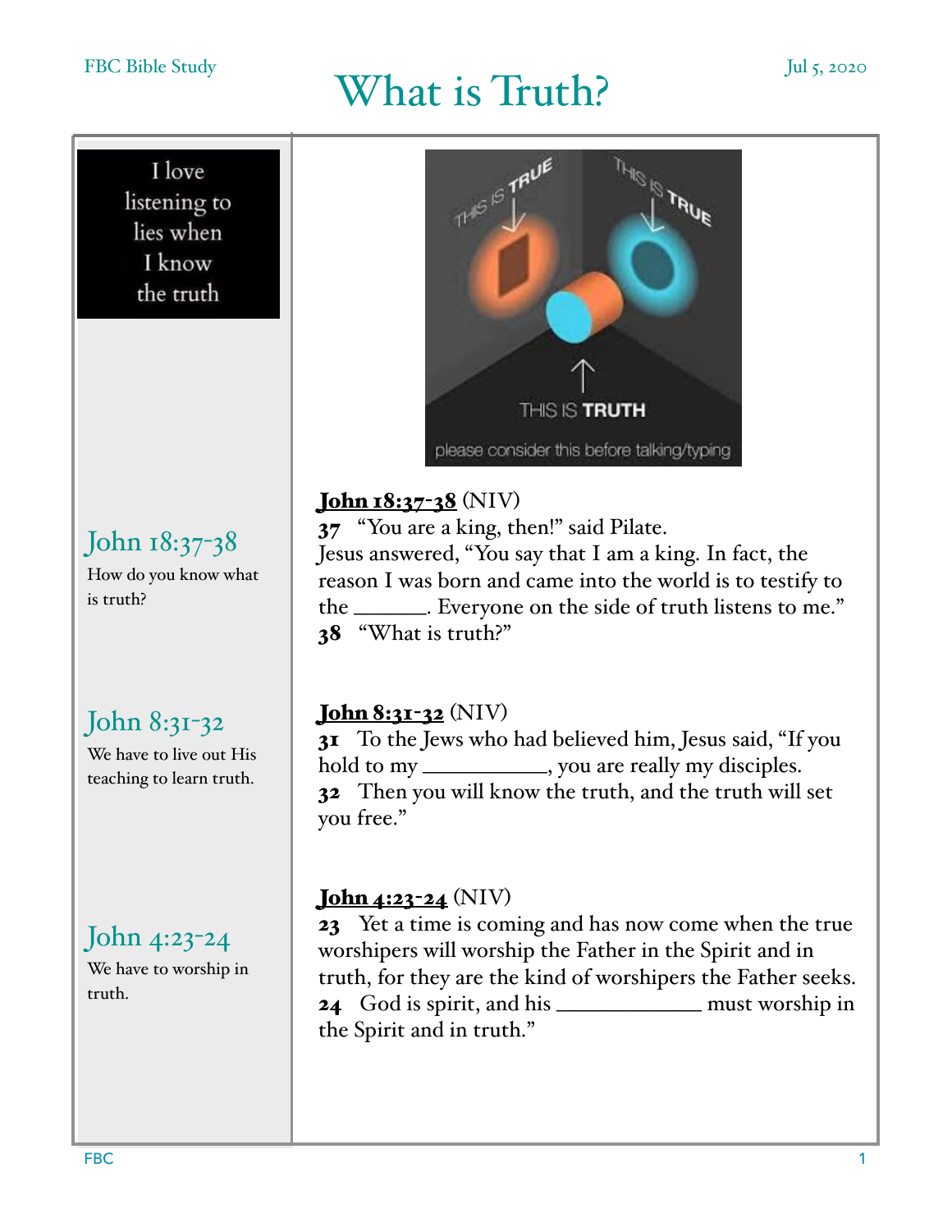# What is Truth?

FBC Bible Study — Jul 5, 2020

I love listening to lies when I know the truth

THIS IS TRUE
THIS IS TRUE
THIS IS TRUTH
please consider this before talking/typing

## John 18:37-38

How do you know what is truth?

**John 18:37-38** (NIV)

**37** "You are a king, then!" said Pilate.
Jesus answered, "You say that I am a king. In fact, the reason I was born and came into the world is to testify to the ______. Everyone on the side of truth listens to me."
**38** "What is truth?"

## John 8:31-32

We have to live out His teaching to learn truth.

**John 8:31-32** (NIV)

**31** To the Jews who had believed him, Jesus said, "If you hold to my __________, you are really my disciples.
**32** Then you will know the truth, and the truth will set you free."

## John 4:23-24

We have to worship in truth.

**John 4:23-24** (NIV)

**23** Yet a time is coming and has now come when the true worshipers will worship the Father in the Spirit and in truth, for they are the kind of worshipers the Father seeks.
**24** God is spirit, and his ____________ must worship in the Spirit and in truth."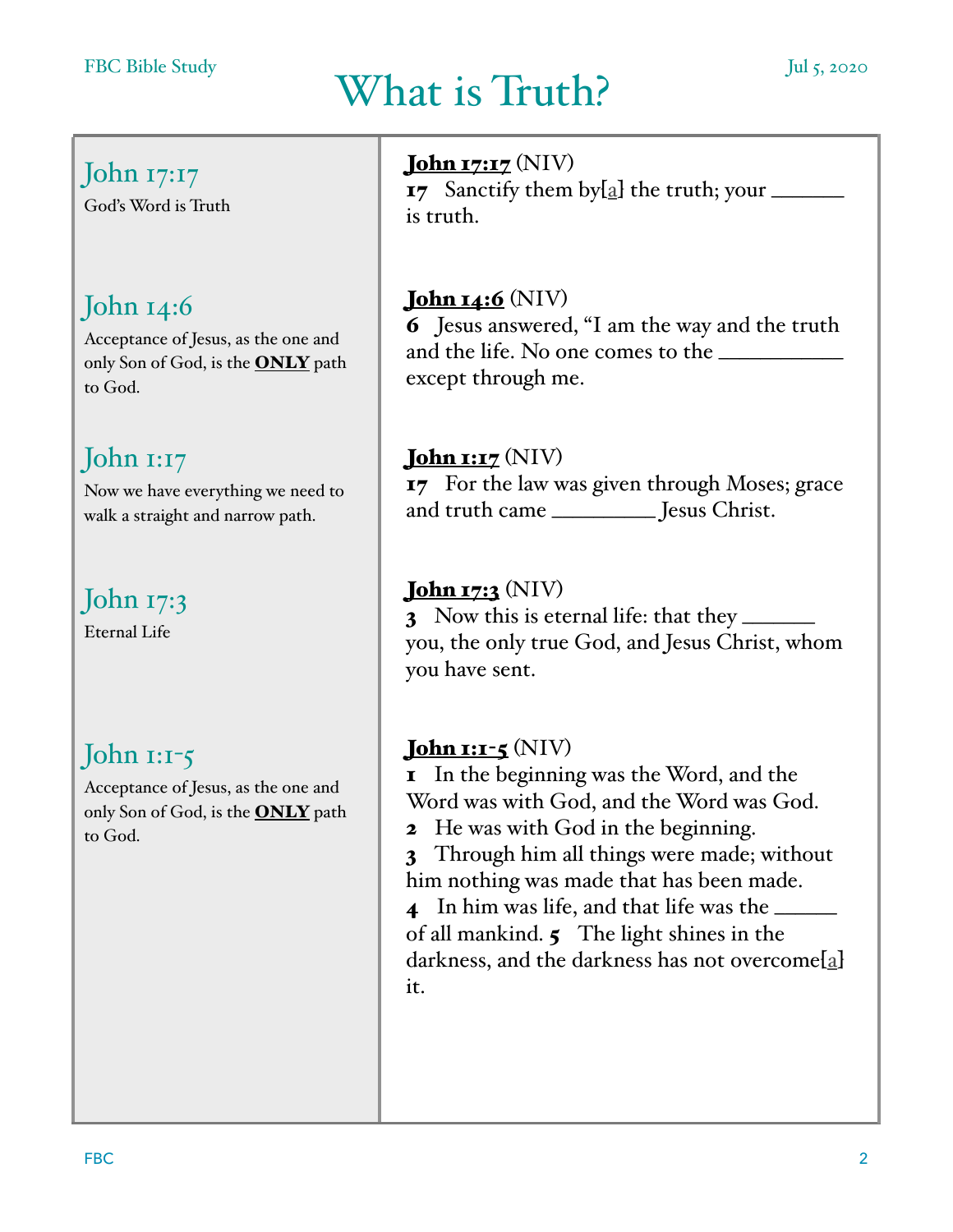# What is Truth?

| | |
|---|---|
| **John 17:17**<br>God's Word is Truth | **John 17:17** (NIV)<br>**17** Sanctify them by[a] the truth; your ______ is truth. |
| **John 14:6**<br>Acceptance of Jesus, as the one and only Son of God, is the **ONLY** path to God. | **John 14:6** (NIV)<br>**6** Jesus answered, "I am the way and the truth and the life. No one comes to the __________ except through me. |
| **John 1:17**<br>Now we have everything we need to walk a straight and narrow path. | **John 1:17** (NIV)<br>**17** For the law was given through Moses; grace and truth came _________ Jesus Christ. |
| **John 17:3**<br>Eternal Life | **John 17:3** (NIV)<br>**3** Now this is eternal life: that they ______ you, the only true God, and Jesus Christ, whom you have sent. |
| **John 1:1-5**<br>Acceptance of Jesus, as the one and only Son of God, is the **ONLY** path to God. | **John 1:1-5** (NIV)<br>**1** In the beginning was the Word, and the Word was with God, and the Word was God.<br>**2** He was with God in the beginning.<br>**3** Through him all things were made; without him nothing was made that has been made.<br>**4** In him was life, and that life was the _____ of all mankind. **5** The light shines in the darkness, and the darkness has not overcome[a] it. |